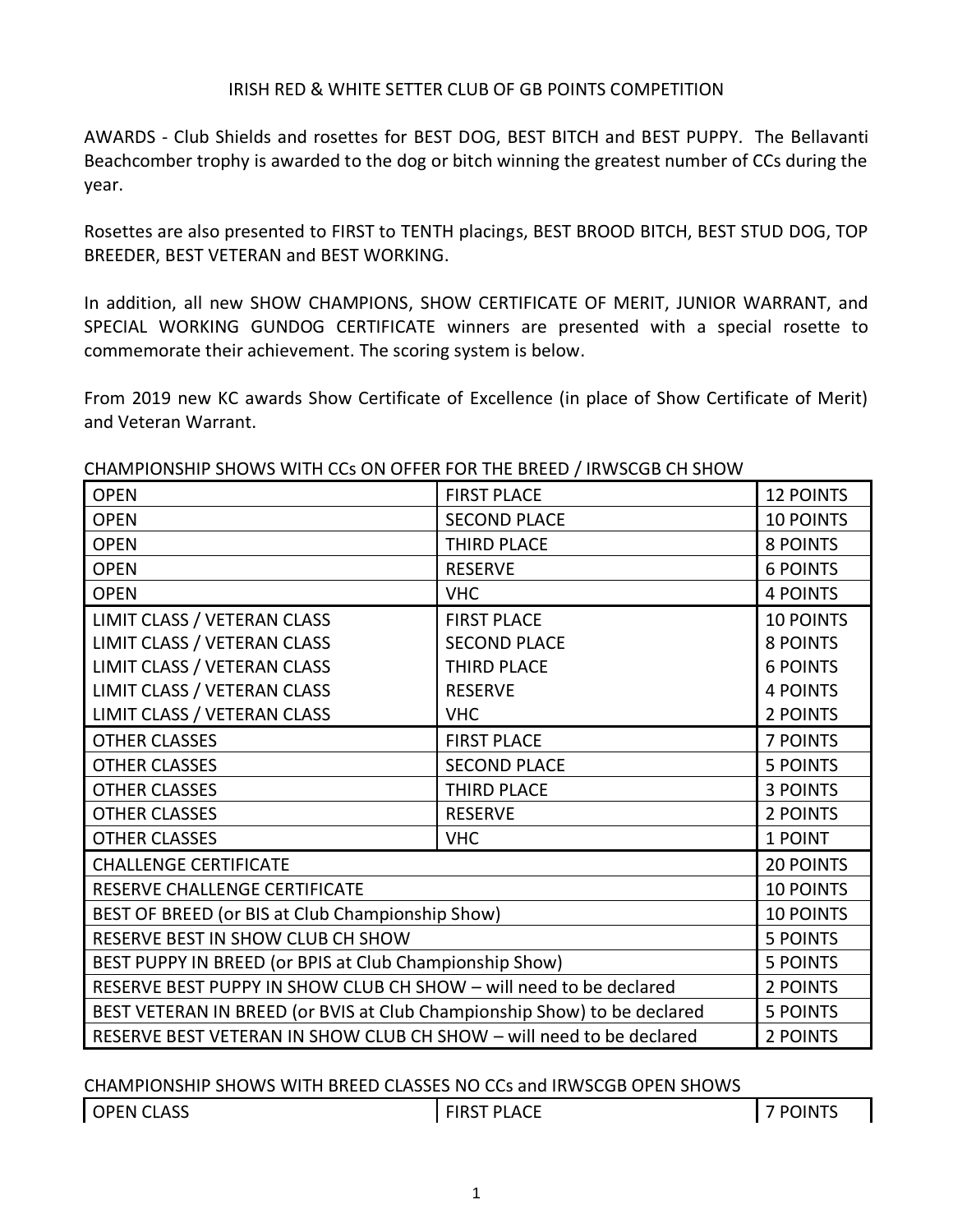# IRISH RED & WHITE SETTER CLUB OF GB POINTS COMPETITION

AWARDS - Club Shields and rosettes for BEST DOG, BEST BITCH and BEST PUPPY. The Bellavanti Beachcomber trophy is awarded to the dog or bitch winning the greatest number of CCs during the year.

Rosettes are also presented to FIRST to TENTH placings, BEST BROOD BITCH, BEST STUD DOG, TOP BREEDER, BEST VETERAN and BEST WORKING.

In addition, all new SHOW CHAMPIONS, SHOW CERTIFICATE OF MERIT, JUNIOR WARRANT, and SPECIAL WORKING GUNDOG CERTIFICATE winners are presented with a special rosette to commemorate their achievement. The scoring system is below.

From 2019 new KC awards Show Certificate of Excellence (in place of Show Certificate of Merit) and Veteran Warrant.

CHAMPIONSHIP SHOWS WITH CCs ON OFFER FOR THE BREED / IRWSCGB CH SHOW

| | | |
|---|---|---|
| OPEN | FIRST PLACE | 12 POINTS |
| OPEN | SECOND PLACE | 10 POINTS |
| OPEN | THIRD PLACE | 8 POINTS |
| OPEN | RESERVE | 6 POINTS |
| OPEN | VHC | 4 POINTS |
| LIMIT CLASS / VETERAN CLASS | FIRST PLACE | 10 POINTS |
| LIMIT CLASS / VETERAN CLASS | SECOND PLACE | 8 POINTS |
| LIMIT CLASS / VETERAN CLASS | THIRD PLACE | 6 POINTS |
| LIMIT CLASS / VETERAN CLASS | RESERVE | 4 POINTS |
| LIMIT CLASS / VETERAN CLASS | VHC | 2 POINTS |
| OTHER CLASSES | FIRST PLACE | 7 POINTS |
| OTHER CLASSES | SECOND PLACE | 5 POINTS |
| OTHER CLASSES | THIRD PLACE | 3 POINTS |
| OTHER CLASSES | RESERVE | 2 POINTS |
| OTHER CLASSES | VHC | 1 POINT |
| CHALLENGE CERTIFICATE | | 20 POINTS |
| RESERVE CHALLENGE CERTIFICATE | | 10 POINTS |
| BEST OF BREED (or BIS at Club Championship Show) | | 10 POINTS |
| RESERVE BEST IN SHOW CLUB CH SHOW | | 5 POINTS |
| BEST PUPPY IN BREED (or BPIS at Club Championship Show) | | 5 POINTS |
| RESERVE BEST PUPPY IN SHOW CLUB CH SHOW – will need to be declared | | 2 POINTS |
| BEST VETERAN IN BREED (or BVIS at Club Championship Show) to be declared | | 5 POINTS |
| RESERVE BEST VETERAN IN SHOW CLUB CH SHOW – will need to be declared | | 2 POINTS |

CHAMPIONSHIP SHOWS WITH BREED CLASSES NO CCs and IRWSCGB OPEN SHOWS

| | | |
|---|---|---|
| OPEN CLASS | FIRST PLACE | 7 POINTS |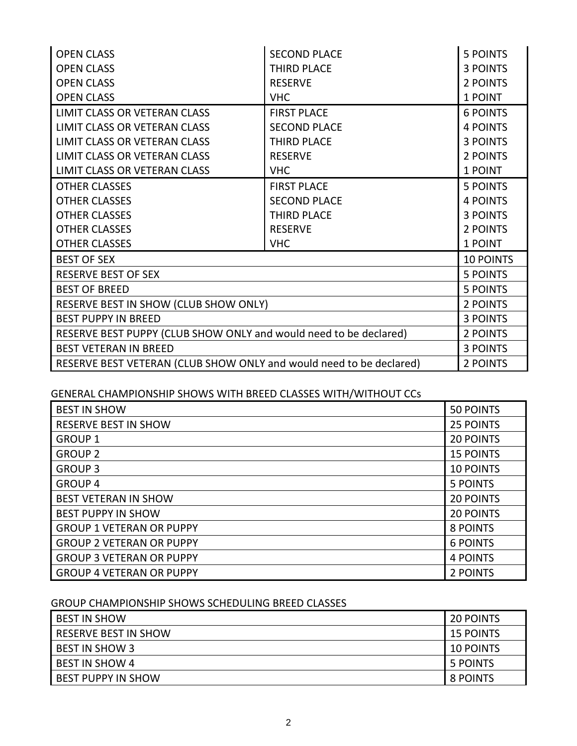| | | |
|---|---|---|
| OPEN CLASS | SECOND PLACE | 5 POINTS |
| OPEN CLASS | THIRD PLACE | 3 POINTS |
| OPEN CLASS | RESERVE | 2 POINTS |
| OPEN CLASS | VHC | 1 POINT |
| LIMIT CLASS OR VETERAN CLASS | FIRST PLACE | 6 POINTS |
| LIMIT CLASS OR VETERAN CLASS | SECOND PLACE | 4 POINTS |
| LIMIT CLASS OR VETERAN CLASS | THIRD PLACE | 3 POINTS |
| LIMIT CLASS OR VETERAN CLASS | RESERVE | 2 POINTS |
| LIMIT CLASS OR VETERAN CLASS | VHC | 1 POINT |
| OTHER CLASSES | FIRST PLACE | 5 POINTS |
| OTHER CLASSES | SECOND PLACE | 4 POINTS |
| OTHER CLASSES | THIRD PLACE | 3 POINTS |
| OTHER CLASSES | RESERVE | 2 POINTS |
| OTHER CLASSES | VHC | 1 POINT |
| BEST OF SEX | | 10 POINTS |
| RESERVE BEST OF SEX | | 5 POINTS |
| BEST OF BREED | | 5 POINTS |
| RESERVE BEST IN SHOW (CLUB SHOW ONLY) | | 2 POINTS |
| BEST PUPPY IN BREED | | 3 POINTS |
| RESERVE BEST PUPPY (CLUB SHOW ONLY and would need to be declared) | | 2 POINTS |
| BEST VETERAN IN BREED | | 3 POINTS |
| RESERVE BEST VETERAN (CLUB SHOW ONLY and would need to be declared) | | 2 POINTS |

GENERAL CHAMPIONSHIP SHOWS WITH BREED CLASSES WITH/WITHOUT CCs

| | |
|---|---|
| BEST IN SHOW | 50 POINTS |
| RESERVE BEST IN SHOW | 25 POINTS |
| GROUP 1 | 20 POINTS |
| GROUP 2 | 15 POINTS |
| GROUP 3 | 10 POINTS |
| GROUP 4 | 5 POINTS |
| BEST VETERAN IN SHOW | 20 POINTS |
| BEST PUPPY IN SHOW | 20 POINTS |
| GROUP 1 VETERAN OR PUPPY | 8 POINTS |
| GROUP 2 VETERAN OR PUPPY | 6 POINTS |
| GROUP 3 VETERAN OR PUPPY | 4 POINTS |
| GROUP 4 VETERAN OR PUPPY | 2 POINTS |

GROUP CHAMPIONSHIP SHOWS SCHEDULING BREED CLASSES

| | |
|---|---|
| BEST IN SHOW | 20 POINTS |
| RESERVE BEST IN SHOW | 15 POINTS |
| BEST IN SHOW 3 | 10 POINTS |
| BEST IN SHOW 4 | 5 POINTS |
| BEST PUPPY IN SHOW | 8 POINTS |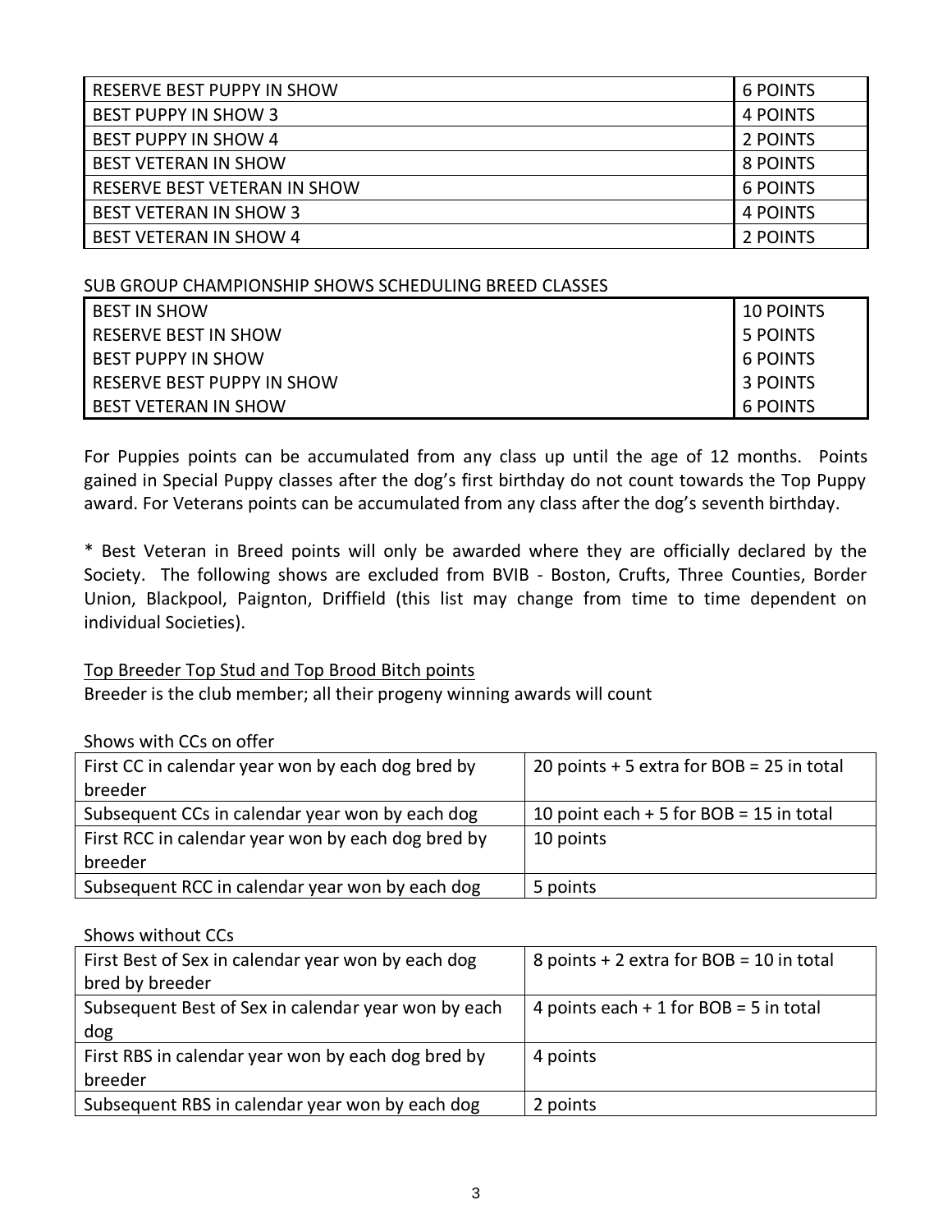| RESERVE BEST PUPPY IN SHOW | 6 POINTS |
|---|---|
| BEST PUPPY IN SHOW 3 | 4 POINTS |
| BEST PUPPY IN SHOW 4 | 2 POINTS |
| BEST VETERAN IN SHOW | 8 POINTS |
| RESERVE BEST VETERAN IN SHOW | 6 POINTS |
| BEST VETERAN IN SHOW 3 | 4 POINTS |
| BEST VETERAN IN SHOW 4 | 2 POINTS |

SUB GROUP CHAMPIONSHIP SHOWS SCHEDULING BREED CLASSES

| BEST IN SHOW | 10 POINTS |
|---|---|
| RESERVE BEST IN SHOW | 5 POINTS |
| BEST PUPPY IN SHOW | 6 POINTS |
| RESERVE BEST PUPPY IN SHOW | 3 POINTS |
| BEST VETERAN IN SHOW | 6 POINTS |

For Puppies points can be accumulated from any class up until the age of 12 months. Points gained in Special Puppy classes after the dog's first birthday do not count towards the Top Puppy award. For Veterans points can be accumulated from any class after the dog's seventh birthday.

* Best Veteran in Breed points will only be awarded where they are officially declared by the Society. The following shows are excluded from BVIB - Boston, Crufts, Three Counties, Border Union, Blackpool, Paignton, Driffield (this list may change from time to time dependent on individual Societies).

Top Breeder Top Stud and Top Brood Bitch points

Breeder is the club member; all their progeny winning awards will count

Shows with CCs on offer

| First CC in calendar year won by each dog bred by breeder | 20 points + 5 extra for BOB = 25 in total |
|---|---|
| Subsequent CCs in calendar year won by each dog | 10 point each + 5 for BOB = 15 in total |
| First RCC in calendar year won by each dog bred by breeder | 10 points |
| Subsequent RCC in calendar year won by each dog | 5 points |

Shows without CCs

| First Best of Sex in calendar year won by each dog bred by breeder | 8 points + 2 extra for BOB = 10 in total |
|---|---|
| Subsequent Best of Sex in calendar year won by each dog | 4 points each + 1 for BOB = 5 in total |
| First RBS in calendar year won by each dog bred by breeder | 4 points |
| Subsequent RBS in calendar year won by each dog | 2 points |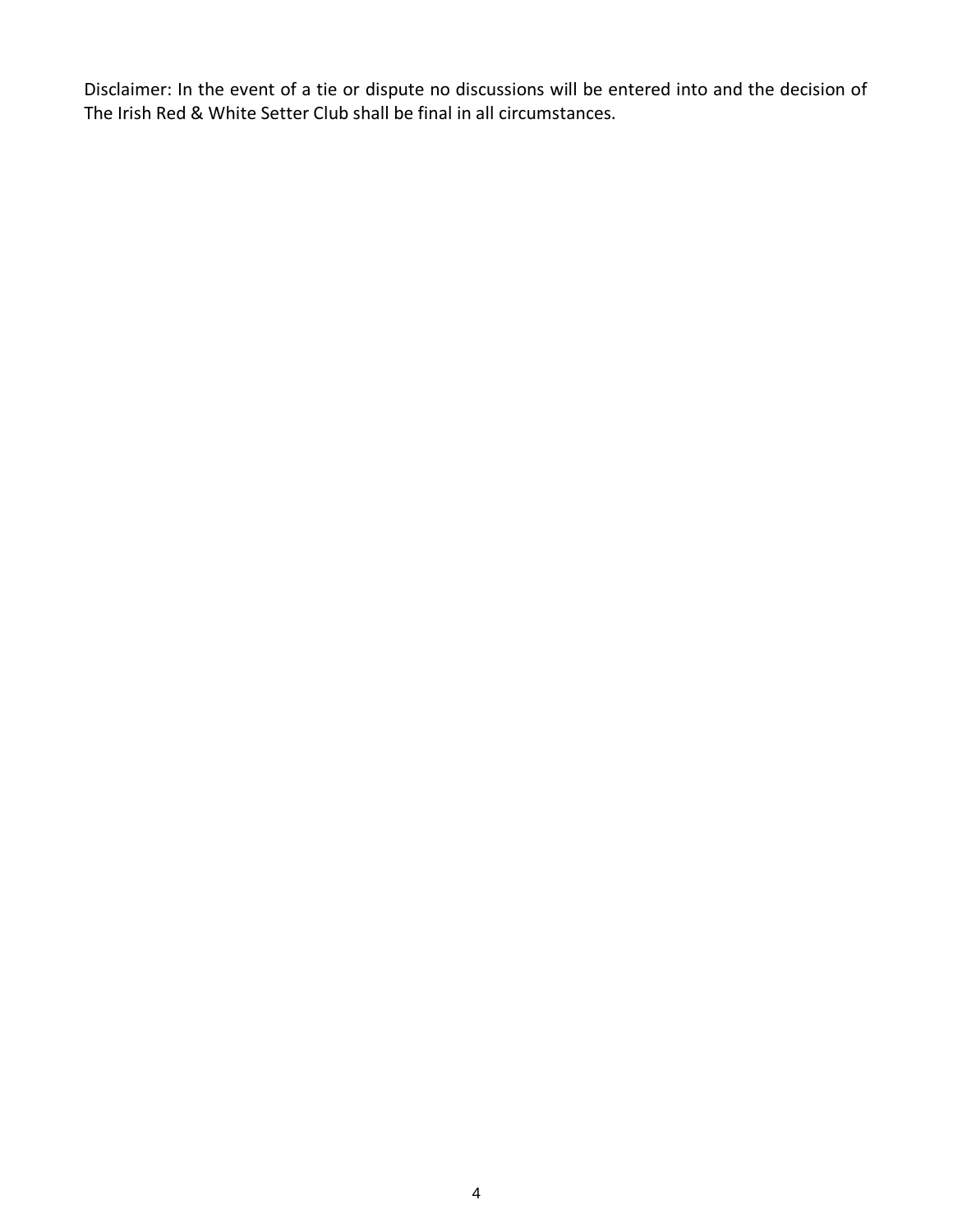Disclaimer: In the event of a tie or dispute no discussions will be entered into and the decision of The Irish Red & White Setter Club shall be final in all circumstances.